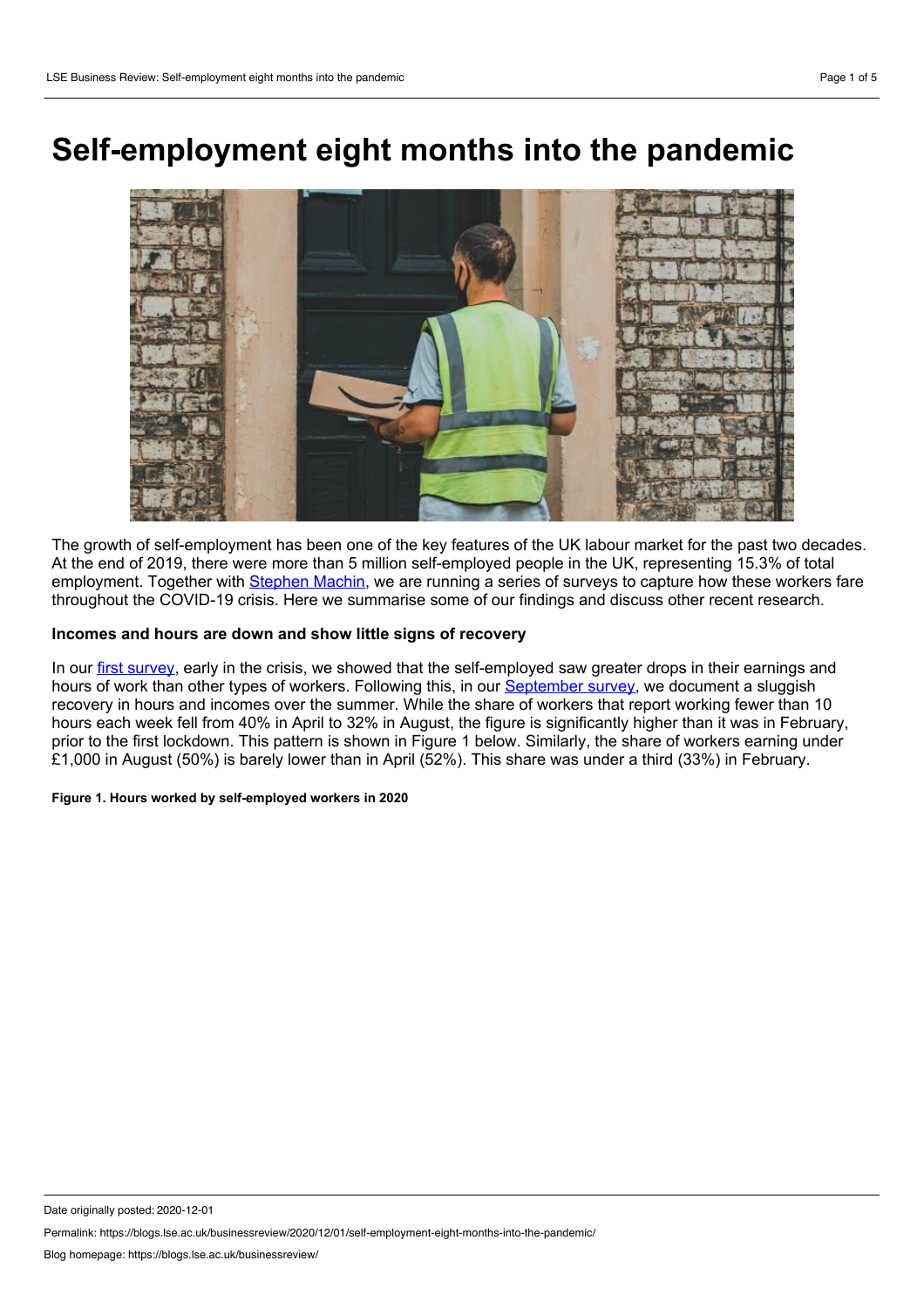# Self-employment eight months into the pandemic

The growth of self-employment has been one of the key features of the UK labour market for the past two decades. At the end of 2019, there were more than 5 million self-employed people in the UK, representing 15.3% of total employment. Together with Stephen Machin, we are running a series of surveys to capture how these workers fare throughout the COVID-19 crisis. Here we summarise some of our findings and discuss other recent research.

### Incomes and hours are down and show little signs of recovery

In our first survey, early in the crisis, we showed that the self-employed saw greater drops in their earnings and hours of work than other types of workers. Following this, in our September survey, we document a sluggish recovery in hours and incomes over the summer. While the share of workers that report working fewer than 10 hours each week fell from 40% in April to 32% in August, the figure is significantly higher than it was in February, prior to the first lockdown. This pattern is shown in Figure 1 below. Similarly, the share of workers earning under £1,000 in August (50%) is barely lower than in April (52%). This share was under a third (33%) in February.

**Figure 1. Hours worked by self-employed workers in 2020**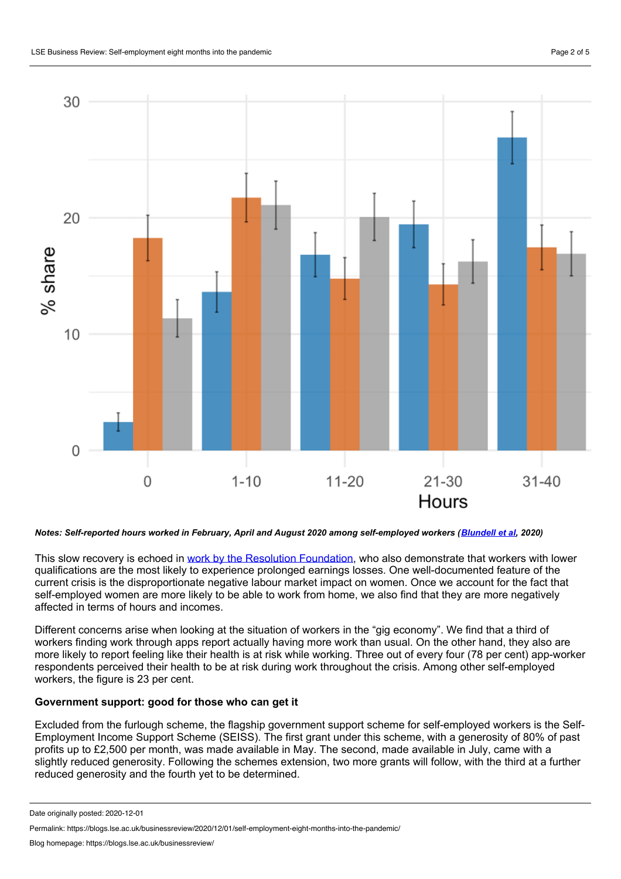*Notes: Self-reported hours worked in February, April and August 2020 among self-employed workers ([Blundell et al](#), 2020)*

This slow recovery is echoed in [work by the Resolution Foundation](#), who also demonstrate that workers with lower qualifications are the most likely to experience prolonged earnings losses. One well-documented feature of the current crisis is the disproportionate negative labour market impact on women. Once we account for the fact that self-employed women are more likely to be able to work from home, we also find that they are more negatively affected in terms of hours and incomes.

Different concerns arise when looking at the situation of workers in the "gig economy". We find that a third of workers finding work through apps report actually having more work than usual. On the other hand, they also are more likely to report feeling like their health is at risk while working. Three out of every four (78 per cent) app-worker respondents perceived their health to be at risk during work throughout the crisis. Among other self-employed workers, the figure is 23 per cent.

**Government support: good for those who can get it**

Excluded from the furlough scheme, the flagship government support scheme for self-employed workers is the Self-Employment Income Support Scheme (SEISS). The first grant under this scheme, with a generosity of 80% of past profits up to £2,500 per month, was made available in May. The second, made available in July, came with a slightly reduced generosity. Following the schemes extension, two more grants will follow, with the third at a further reduced generosity and the fourth yet to be determined.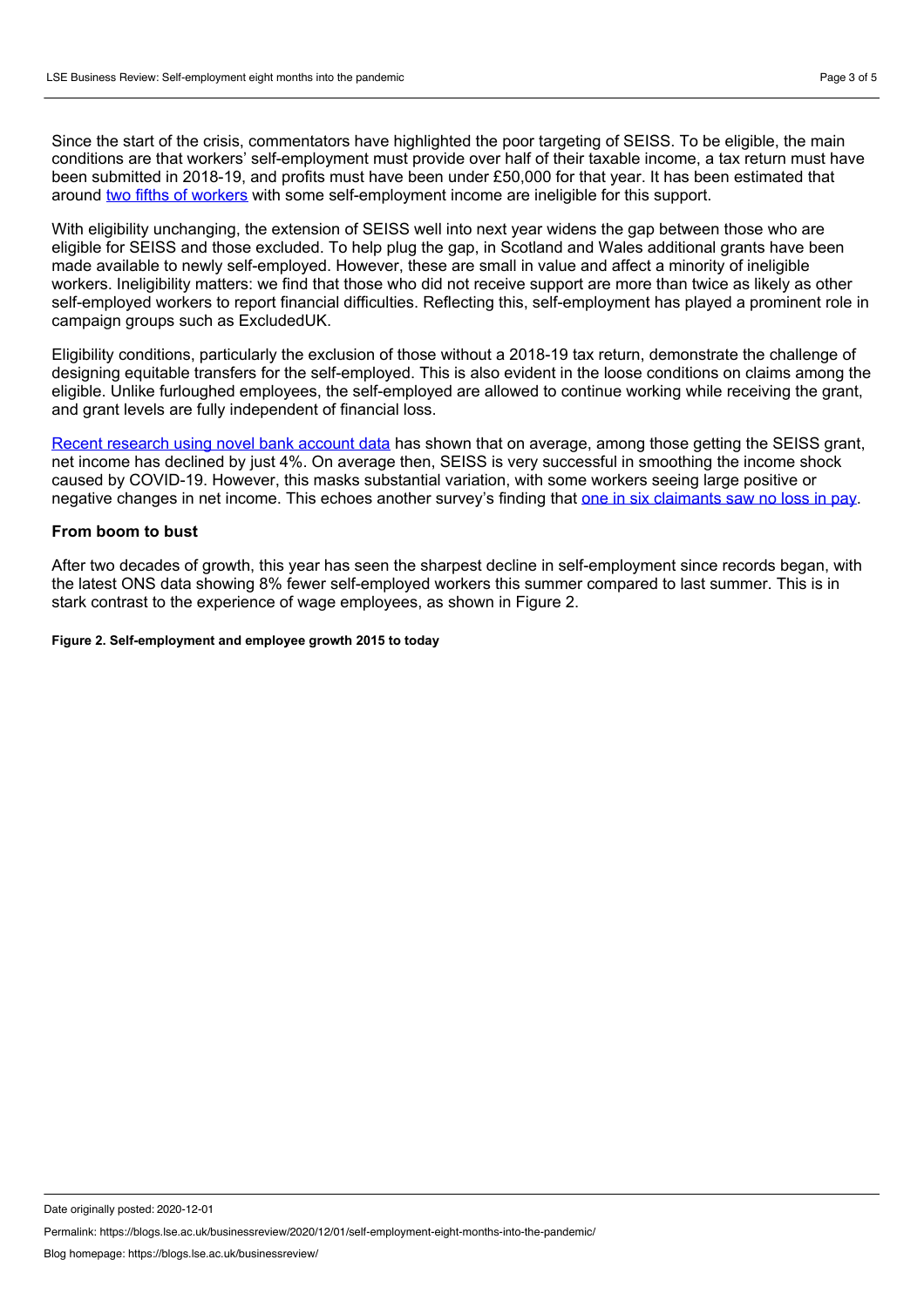Since the start of the crisis, commentators have highlighted the poor targeting of SEISS. To be eligible, the main conditions are that workers' self-employment must provide over half of their taxable income, a tax return must have been submitted in 2018-19, and profits must have been under £50,000 for that year. It has been estimated that around two fifths of workers with some self-employment income are ineligible for this support.

With eligibility unchanging, the extension of SEISS well into next year widens the gap between those who are eligible for SEISS and those excluded. To help plug the gap, in Scotland and Wales additional grants have been made available to newly self-employed. However, these are small in value and affect a minority of ineligible workers. Ineligibility matters: we find that those who did not receive support are more than twice as likely as other self-employed workers to report financial difficulties. Reflecting this, self-employment has played a prominent role in campaign groups such as ExcludedUK.

Eligibility conditions, particularly the exclusion of those without a 2018-19 tax return, demonstrate the challenge of designing equitable transfers for the self-employed. This is also evident in the loose conditions on claims among the eligible. Unlike furloughed employees, the self-employed are allowed to continue working while receiving the grant, and grant levels are fully independent of financial loss.

Recent research using novel bank account data has shown that on average, among those getting the SEISS grant, net income has declined by just 4%. On average then, SEISS is very successful in smoothing the income shock caused by COVID-19. However, this masks substantial variation, with some workers seeing large positive or negative changes in net income. This echoes another survey's finding that one in six claimants saw no loss in pay.

### From boom to bust

After two decades of growth, this year has seen the sharpest decline in self-employment since records began, with the latest ONS data showing 8% fewer self-employed workers this summer compared to last summer. This is in stark contrast to the experience of wage employees, as shown in Figure 2.

**Figure 2. Self-employment and employee growth 2015 to today**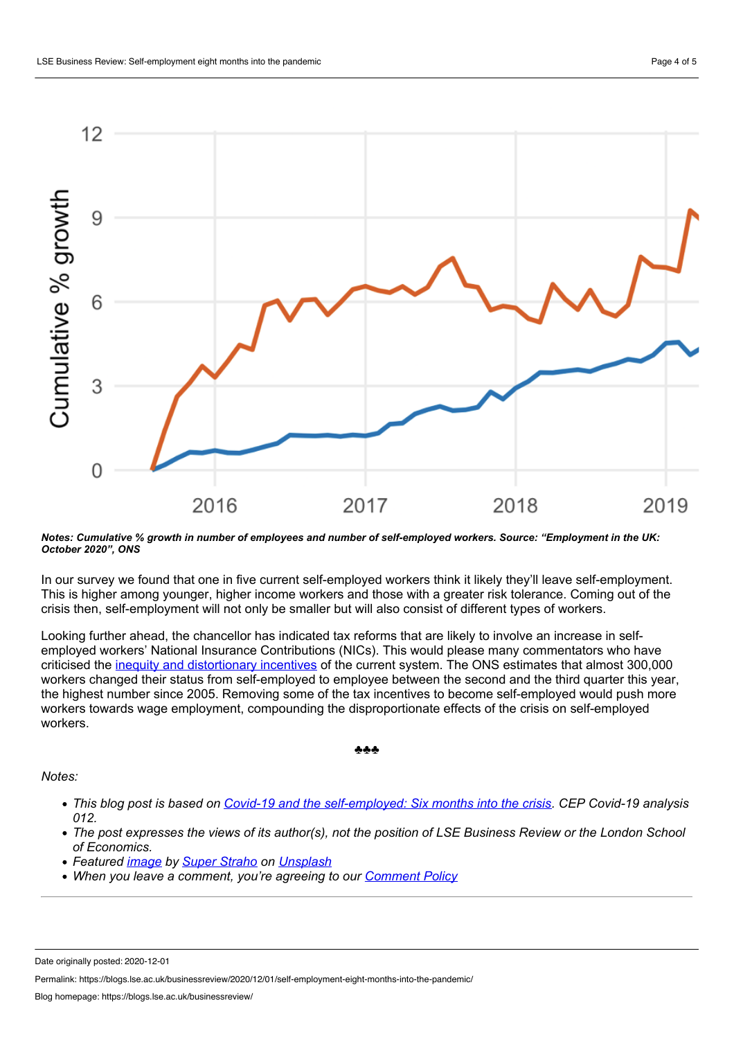*Notes: Cumulative % growth in number of employees and number of self-employed workers. Source: "Employment in the UK: October 2020", ONS*

In our survey we found that one in five current self-employed workers think it likely they'll leave self-employment. This is higher among younger, higher income workers and those with a greater risk tolerance. Coming out of the crisis then, self-employment will not only be smaller but will also consist of different types of workers.

Looking further ahead, the chancellor has indicated tax reforms that are likely to involve an increase in self-employed workers' National Insurance Contributions (NICs). This would please many commentators who have criticised the inequity and distortionary incentives of the current system. The ONS estimates that almost 300,000 workers changed their status from self-employed to employee between the second and the third quarter this year, the highest number since 2005. Removing some of the tax incentives to become self-employed would push more workers towards wage employment, compounding the disproportionate effects of the crisis on self-employed workers.

♣♣♣

*Notes:*

- *This blog post is based on Covid-19 and the self-employed: Six months into the crisis. CEP Covid-19 analysis 012.*
- *The post expresses the views of its author(s), not the position of LSE Business Review or the London School of Economics.*
- *Featured image by Super Straho on Unsplash*
- *When you leave a comment, you're agreeing to our Comment Policy*

Date originally posted: 2020-12-01

Permalink: https://blogs.lse.ac.uk/businessreview/2020/12/01/self-employment-eight-months-into-the-pandemic/

Blog homepage: https://blogs.lse.ac.uk/businessreview/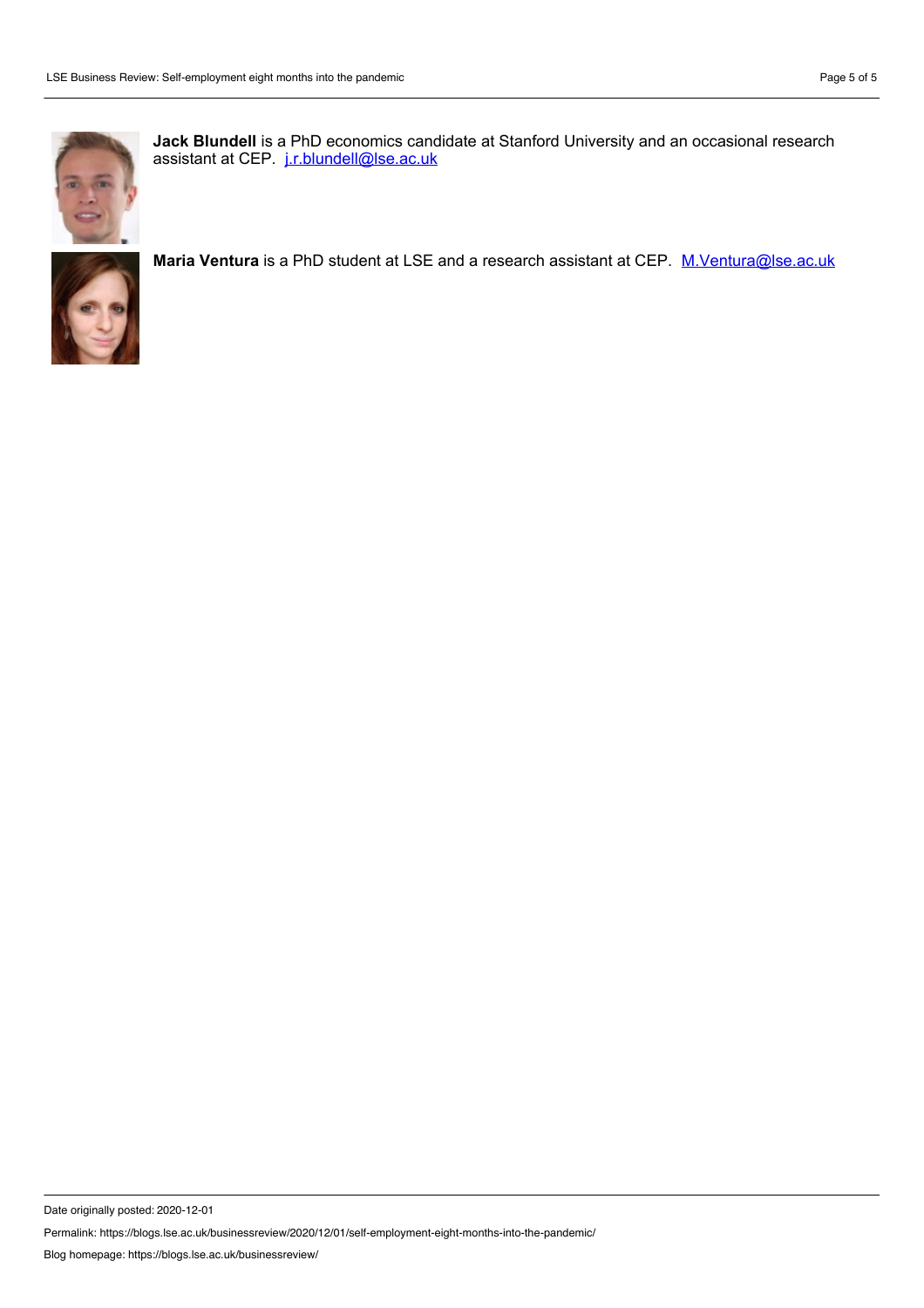**Jack Blundell** is a PhD economics candidate at Stanford University and an occasional research assistant at CEP. j.r.blundell@lse.ac.uk

**Maria Ventura** is a PhD student at LSE and a research assistant at CEP. M.Ventura@lse.ac.uk

Date originally posted: 2020-12-01

Permalink: https://blogs.lse.ac.uk/businessreview/2020/12/01/self-employment-eight-months-into-the-pandemic/

Blog homepage: https://blogs.lse.ac.uk/businessreview/